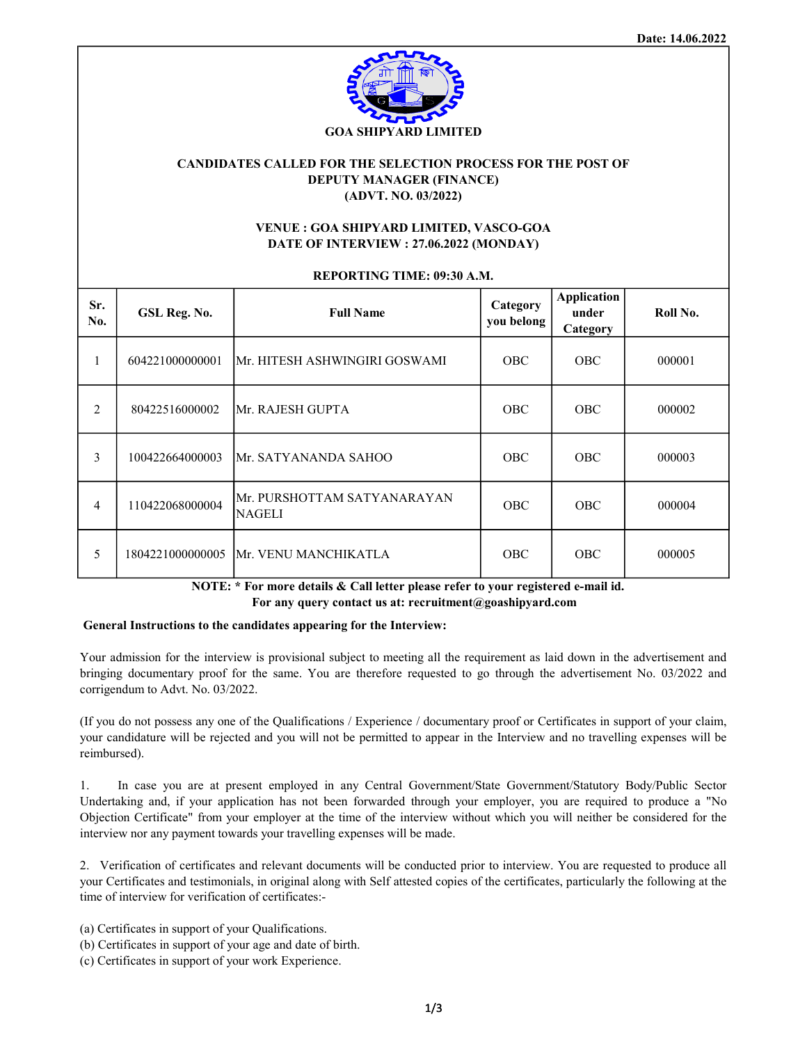Date: 14.06.2022

**GOA SHIPYARD LIMITED**

## CANDIDATES CALLED FOR THE SELECTION PROCESS FOR THE POST OF DEPUTY MANAGER (FINANCE) (ADVT. NO. 03/2022)

**VENUE : GOA SHIPYARD LIMITED, VASCO-GOA**
**DATE OF INTERVIEW : 27.06.2022 (MONDAY)**

**REPORTING TIME: 09:30 A.M.**

| Sr. No. | GSL Reg. No. | Full Name | Category you belong | Application under Category | Roll No. |
|---|---|---|---|---|---|
| 1 | 604221000000001 | Mr. HITESH ASHWINGIRI GOSWAMI | OBC | OBC | 000001 |
| 2 | 80422516000002 | Mr. RAJESH GUPTA | OBC | OBC | 000002 |
| 3 | 100422664000003 | Mr. SATYANANDA SAHOO | OBC | OBC | 000003 |
| 4 | 110422068000004 | Mr. PURSHOTTAM SATYANARAYAN NAGELI | OBC | OBC | 000004 |
| 5 | 1804221000000005 | Mr. VENU MANCHIKATLA | OBC | OBC | 000005 |

**NOTE: * For more details & Call letter please refer to your registered e-mail id.**
**For any query contact us at: recruitment@goashipyard.com**

**General Instructions to the candidates appearing for the Interview:**

Your admission for the interview is provisional subject to meeting all the requirement as laid down in the advertisement and bringing documentary proof for the same. You are therefore requested to go through the advertisement No. 03/2022 and corrigendum to Advt. No. 03/2022.

(If you do not possess any one of the Qualifications / Experience / documentary proof or Certificates in support of your claim, your candidature will be rejected and you will not be permitted to appear in the Interview and no travelling expenses will be reimbursed).

1. In case you are at present employed in any Central Government/State Government/Statutory Body/Public Sector Undertaking and, if your application has not been forwarded through your employer, you are required to produce a "No Objection Certificate" from your employer at the time of the interview without which you will neither be considered for the interview nor any payment towards your travelling expenses will be made.

2. Verification of certificates and relevant documents will be conducted prior to interview. You are requested to produce all your Certificates and testimonials, in original along with Self attested copies of the certificates, particularly the following at the time of interview for verification of certificates:-

(a) Certificates in support of your Qualifications.
(b) Certificates in support of your age and date of birth.
(c) Certificates in support of your work Experience.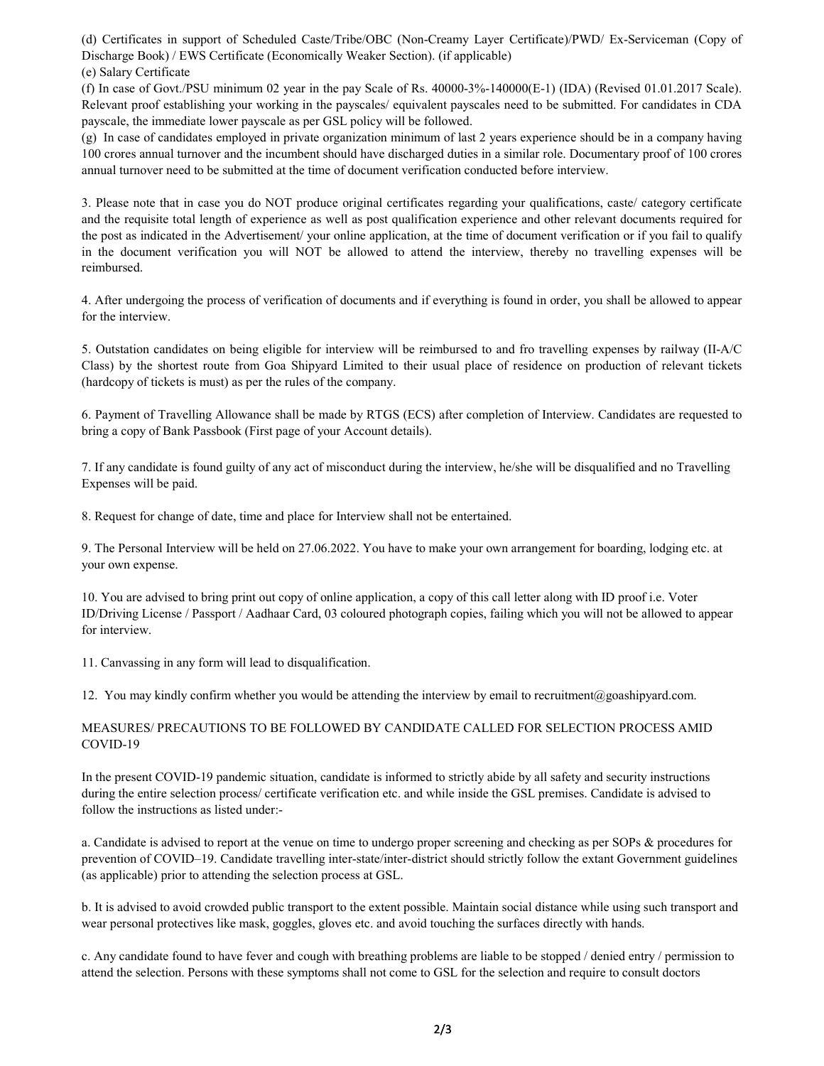(d) Certificates in support of Scheduled Caste/Tribe/OBC (Non-Creamy Layer Certificate)/PWD/ Ex-Serviceman (Copy of Discharge Book) / EWS Certificate (Economically Weaker Section). (if applicable)

(e) Salary Certificate

(f) In case of Govt./PSU minimum 02 year in the pay Scale of Rs. 40000-3%-140000(E-1) (IDA) (Revised 01.01.2017 Scale). Relevant proof establishing your working in the payscales/ equivalent payscales need to be submitted. For candidates in CDA payscale, the immediate lower payscale as per GSL policy will be followed.

(g) In case of candidates employed in private organization minimum of last 2 years experience should be in a company having 100 crores annual turnover and the incumbent should have discharged duties in a similar role. Documentary proof of 100 crores annual turnover need to be submitted at the time of document verification conducted before interview.

3. Please note that in case you do NOT produce original certificates regarding your qualifications, caste/ category certificate and the requisite total length of experience as well as post qualification experience and other relevant documents required for the post as indicated in the Advertisement/ your online application, at the time of document verification or if you fail to qualify in the document verification you will NOT be allowed to attend the interview, thereby no travelling expenses will be reimbursed.

4. After undergoing the process of verification of documents and if everything is found in order, you shall be allowed to appear for the interview.

5. Outstation candidates on being eligible for interview will be reimbursed to and fro travelling expenses by railway (II-A/C Class) by the shortest route from Goa Shipyard Limited to their usual place of residence on production of relevant tickets (hardcopy of tickets is must) as per the rules of the company.

6. Payment of Travelling Allowance shall be made by RTGS (ECS) after completion of Interview. Candidates are requested to bring a copy of Bank Passbook (First page of your Account details).

7. If any candidate is found guilty of any act of misconduct during the interview, he/she will be disqualified and no Travelling Expenses will be paid.

8. Request for change of date, time and place for Interview shall not be entertained.

9. The Personal Interview will be held on 27.06.2022. You have to make your own arrangement for boarding, lodging etc. at your own expense.

10. You are advised to bring print out copy of online application, a copy of this call letter along with ID proof i.e. Voter ID/Driving License / Passport / Aadhaar Card, 03 coloured photograph copies, failing which you will not be allowed to appear for interview.

11. Canvassing in any form will lead to disqualification.

12. You may kindly confirm whether you would be attending the interview by email to recruitment@goashipyard.com.

MEASURES/ PRECAUTIONS TO BE FOLLOWED BY CANDIDATE CALLED FOR SELECTION PROCESS AMID COVID-19

In the present COVID-19 pandemic situation, candidate is informed to strictly abide by all safety and security instructions during the entire selection process/ certificate verification etc. and while inside the GSL premises. Candidate is advised to follow the instructions as listed under:-

a. Candidate is advised to report at the venue on time to undergo proper screening and checking as per SOPs & procedures for prevention of COVID–19. Candidate travelling inter-state/inter-district should strictly follow the extant Government guidelines (as applicable) prior to attending the selection process at GSL.

b. It is advised to avoid crowded public transport to the extent possible. Maintain social distance while using such transport and wear personal protectives like mask, goggles, gloves etc. and avoid touching the surfaces directly with hands.

c. Any candidate found to have fever and cough with breathing problems are liable to be stopped / denied entry / permission to attend the selection. Persons with these symptoms shall not come to GSL for the selection and require to consult doctors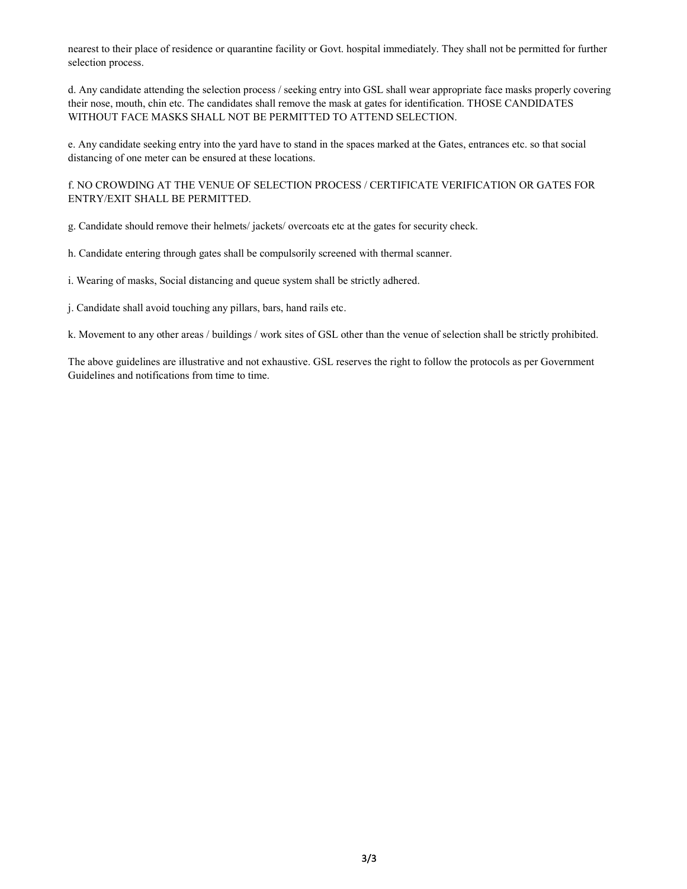nearest to their place of residence or quarantine facility or Govt. hospital immediately. They shall not be permitted for further selection process.

d. Any candidate attending the selection process / seeking entry into GSL shall wear appropriate face masks properly covering their nose, mouth, chin etc. The candidates shall remove the mask at gates for identification. THOSE CANDIDATES WITHOUT FACE MASKS SHALL NOT BE PERMITTED TO ATTEND SELECTION.

e. Any candidate seeking entry into the yard have to stand in the spaces marked at the Gates, entrances etc. so that social distancing of one meter can be ensured at these locations.

f. NO CROWDING AT THE VENUE OF SELECTION PROCESS / CERTIFICATE VERIFICATION OR GATES FOR ENTRY/EXIT SHALL BE PERMITTED.

g. Candidate should remove their helmets/ jackets/ overcoats etc at the gates for security check.

h. Candidate entering through gates shall be compulsorily screened with thermal scanner.

i. Wearing of masks, Social distancing and queue system shall be strictly adhered.

j. Candidate shall avoid touching any pillars, bars, hand rails etc.

k. Movement to any other areas / buildings / work sites of GSL other than the venue of selection shall be strictly prohibited.

The above guidelines are illustrative and not exhaustive. GSL reserves the right to follow the protocols as per Government Guidelines and notifications from time to time.